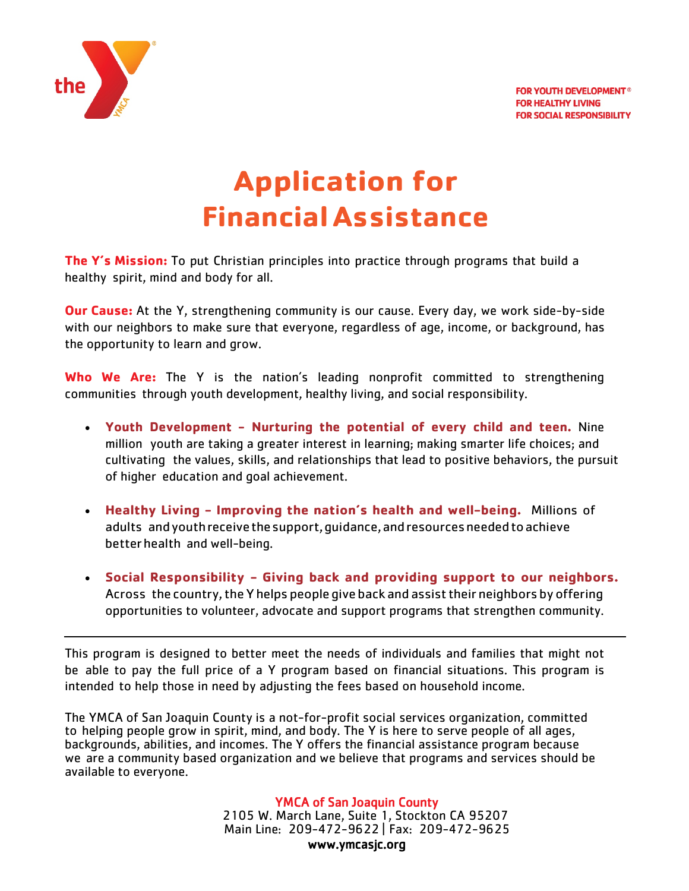FOR YOUTH DEVELOPMENT®
FOR HEALTHY LIVING
FOR SOCIAL RESPONSIBILITY

# Application for Financial Assistance

**The Y's Mission:** To put Christian principles into practice through programs that build a healthy spirit, mind and body for all.

**Our Cause:** At the Y, strengthening community is our cause. Every day, we work side-by-side with our neighbors to make sure that everyone, regardless of age, income, or background, has the opportunity to learn and grow.

**Who We Are:** The Y is the nation's leading nonprofit committed to strengthening communities through youth development, healthy living, and social responsibility.

- **Youth Development – Nurturing the potential of every child and teen.** Nine million youth are taking a greater interest in learning; making smarter life choices; and cultivating the values, skills, and relationships that lead to positive behaviors, the pursuit of higher education and goal achievement.

- **Healthy Living – Improving the nation's health and well-being.** Millions of adults and youth receive the support, guidance, and resources needed to achieve better health and well-being.

- **Social Responsibility – Giving back and providing support to our neighbors.** Across the country, the Y helps people give back and assist their neighbors by offering opportunities to volunteer, advocate and support programs that strengthen community.

---

This program is designed to better meet the needs of individuals and families that might not be able to pay the full price of a Y program based on financial situations. This program is intended to help those in need by adjusting the fees based on household income.

The YMCA of San Joaquin County is a not-for-profit social services organization, committed to helping people grow in spirit, mind, and body. The Y is here to serve people of all ages, backgrounds, abilities, and incomes. The Y offers the financial assistance program because we are a community based organization and we believe that programs and services should be available to everyone.

YMCA of San Joaquin County
2105 W. March Lane, Suite 1, Stockton CA 95207
Main Line: 209-472-9622 | Fax: 209-472-9625
**www.ymcasjc.org**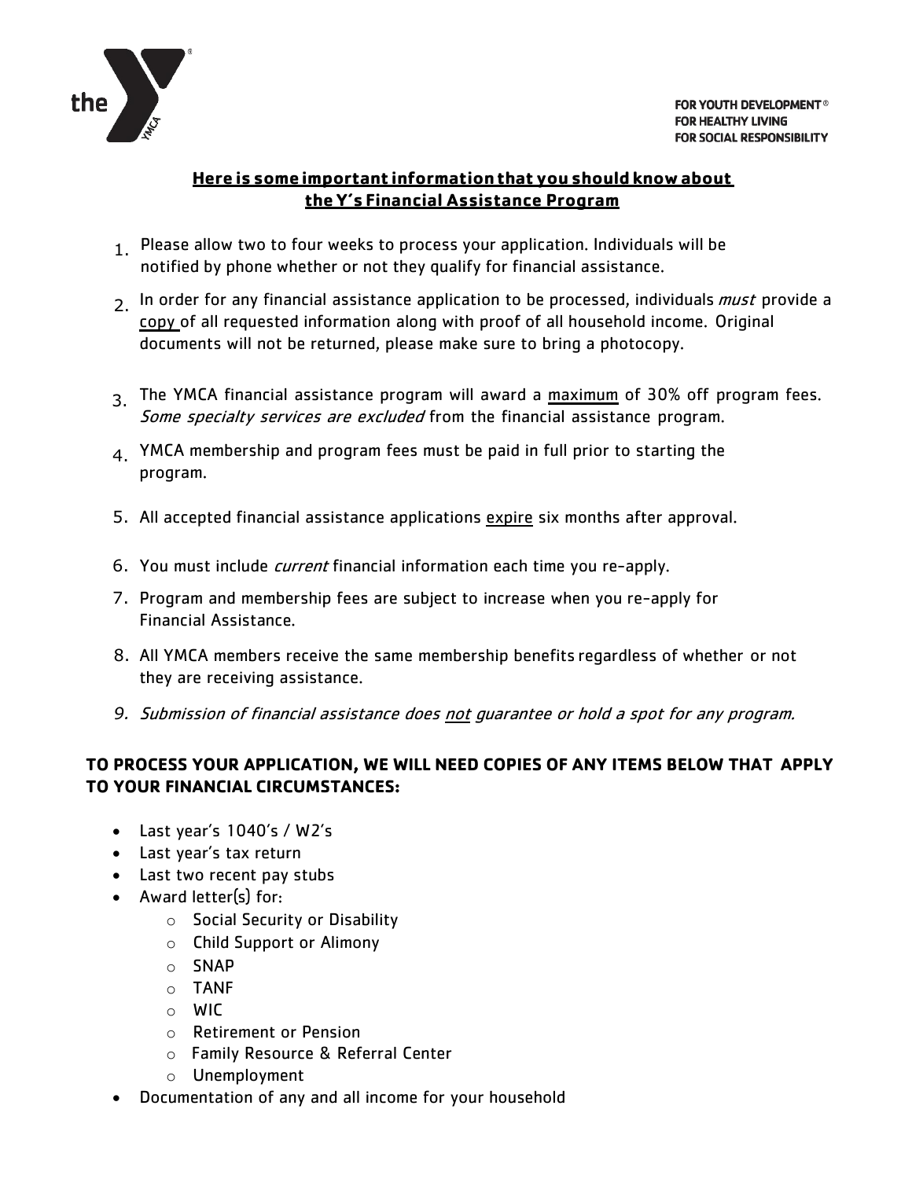FOR YOUTH DEVELOPMENT®
FOR HEALTHY LIVING
FOR SOCIAL RESPONSIBILITY

## Here is some important information that you should know about the Y's Financial Assistance Program

1. Please allow two to four weeks to process your application. Individuals will be notified by phone whether or not they qualify for financial assistance.
2. In order for any financial assistance application to be processed, individuals *must* provide a copy of all requested information along with proof of all household income. Original documents will not be returned, please make sure to bring a photocopy.
3. The YMCA financial assistance program will award a maximum of 30% off program fees. *Some specialty services are excluded* from the financial assistance program.
4. YMCA membership and program fees must be paid in full prior to starting the program.
5. All accepted financial assistance applications expire six months after approval.
6. You must include *current* financial information each time you re-apply.
7. Program and membership fees are subject to increase when you re-apply for Financial Assistance.
8. All YMCA members receive the same membership benefits regardless of whether or not they are receiving assistance.
9. *Submission of financial assistance does not guarantee or hold a spot for any program.*

**TO PROCESS YOUR APPLICATION, WE WILL NEED COPIES OF ANY ITEMS BELOW THAT APPLY TO YOUR FINANCIAL CIRCUMSTANCES:**

- Last year's 1040's / W2's
- Last year's tax return
- Last two recent pay stubs
- Award letter(s) for:
  - Social Security or Disability
  - Child Support or Alimony
  - SNAP
  - TANF
  - WIC
  - Retirement or Pension
  - Family Resource & Referral Center
  - Unemployment
- Documentation of any and all income for your household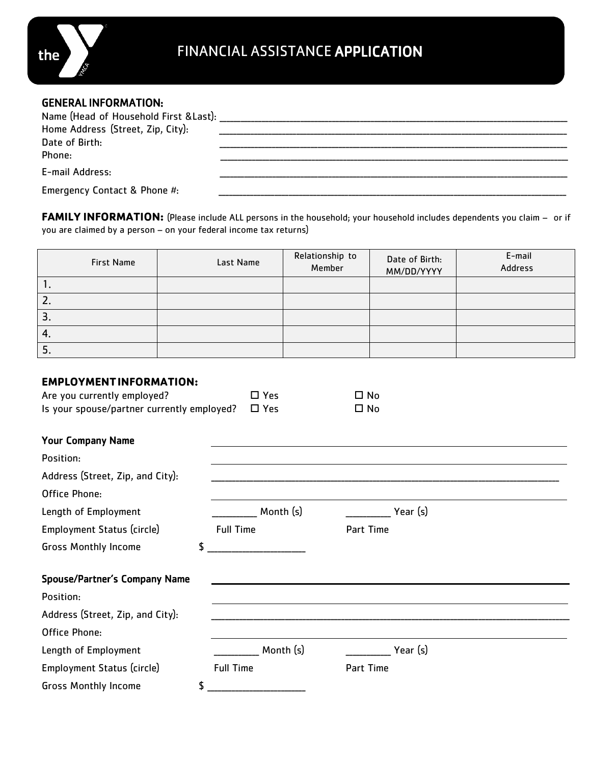# FINANCIAL ASSISTANCE APPLICATION

## GENERAL INFORMATION:

Name (Head of Household First &Last): ______________________________

Home Address (Street, Zip, City): ______________________________

Date of Birth: ______________________________

Phone: ______________________________

E-mail Address: ______________________________

Emergency Contact & Phone #: ______________________________

**FAMILY INFORMATION:** (Please include ALL persons in the household; your household includes dependents you claim – or if you are claimed by a person – on your federal income tax returns)

| First Name | Last Name | Relationship to Member | Date of Birth: MM/DD/YYYY | E-mail Address |
|---|---|---|---|---|
| 1. | | | | |
| 2. | | | | |
| 3. | | | | |
| 4. | | | | |
| 5. | | | | |

## EMPLOYMENT INFORMATION:

Are you currently employed? ☐ Yes ☐ No

Is your spouse/partner currently employed? ☐ Yes ☐ No

**Your Company Name** ______________________________

Position: ______________________________

Address (Street, Zip, and City): ______________________________

Office Phone: ______________________________

Length of Employment ________ Month (s) ________ Year (s)

Employment Status (circle) Full Time Part Time

Gross Monthly Income $ __________________

**Spouse/Partner's Company Name** ______________________________

Position: ______________________________

Address (Street, Zip, and City): ______________________________

Office Phone: ______________________________

Length of Employment ________ Month (s) ________ Year (s)

Employment Status (circle) Full Time Part Time

Gross Monthly Income $ __________________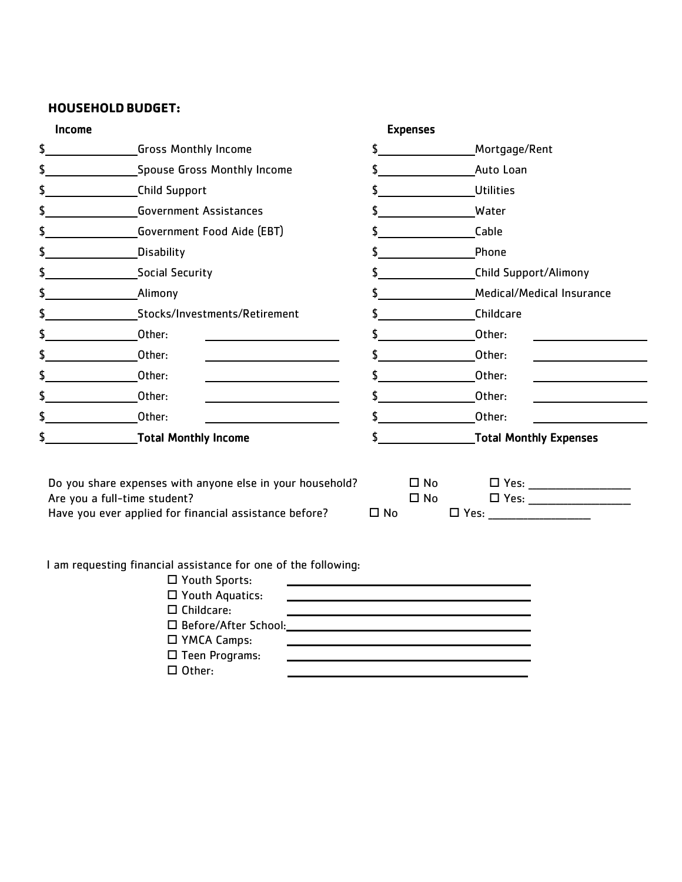## HOUSEHOLD BUDGET:

| Income | | Expenses | |
|---|---|---|---|
| $______ | Gross Monthly Income | $______ | Mortgage/Rent |
| $______ | Spouse Gross Monthly Income | $______ | Auto Loan |
| $______ | Child Support | $______ | Utilities |
| $______ | Government Assistances | $______ | Water |
| $______ | Government Food Aide (EBT) | $______ | Cable |
| $______ | Disability | $______ | Phone |
| $______ | Social Security | $______ | Child Support/Alimony |
| $______ | Alimony | $______ | Medical/Medical Insurance |
| $______ | Stocks/Investments/Retirement | $______ | Childcare |
| $______ | Other: ______ | $______ | Other: ______ |
| $______ | Other: ______ | $______ | Other: ______ |
| $______ | Other: ______ | $______ | Other: ______ |
| $______ | Other: ______ | $______ | Other: ______ |
| $______ | Other: ______ | $______ | Other: ______ |
| $______ | **Total Monthly Income** | $______ | **Total Monthly Expenses** |

Do you share expenses with anyone else in your household? ☐ No ☐ Yes: ______

Are you a full-time student? ☐ No ☐ Yes: ______

Have you ever applied for financial assistance before? ☐ No ☐ Yes: ______

I am requesting financial assistance for one of the following:

- ☐ Youth Sports: ______
- ☐ Youth Aquatics: ______
- ☐ Childcare: ______
- ☐ Before/After School: ______
- ☐ YMCA Camps: ______
- ☐ Teen Programs: ______
- ☐ Other: ______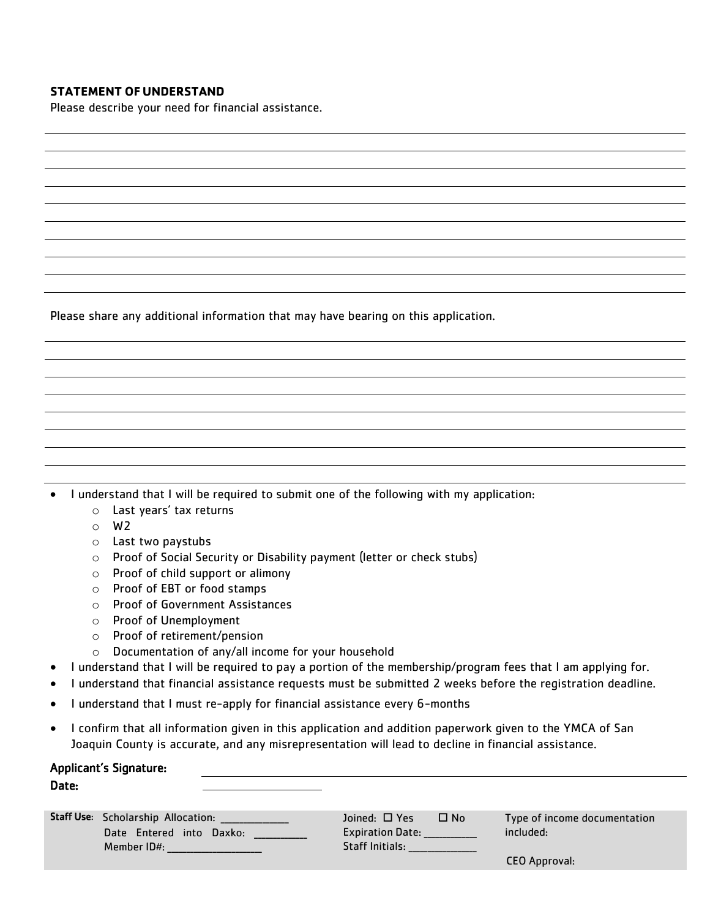**STATEMENT OF UNDERSTAND**

Please describe your need for financial assistance.

______________________________________________________________________________

______________________________________________________________________________

______________________________________________________________________________

______________________________________________________________________________

______________________________________________________________________________

______________________________________________________________________________

______________________________________________________________________________

______________________________________________________________________________

______________________________________________________________________________

Please share any additional information that may have bearing on this application.

______________________________________________________________________________

______________________________________________________________________________

______________________________________________________________________________

______________________________________________________________________________

______________________________________________________________________________

______________________________________________________________________________

______________________________________________________________________________

______________________________________________________________________________

- I understand that I will be required to submit one of the following with my application:
  - Last years' tax returns
  - W2
  - Last two paystubs
  - Proof of Social Security or Disability payment (letter or check stubs)
  - Proof of child support or alimony
  - Proof of EBT or food stamps
  - Proof of Government Assistances
  - Proof of Unemployment
  - Proof of retirement/pension
  - Documentation of any/all income for your household
- I understand that I will be required to pay a portion of the membership/program fees that I am applying for.
- I understand that financial assistance requests must be submitted 2 weeks before the registration deadline.
- I understand that I must re-apply for financial assistance every 6-months
- I confirm that all information given in this application and addition paperwork given to the YMCA of San Joaquin County is accurate, and any misrepresentation will lead to decline in financial assistance.

**Applicant's Signature:** ______________________________

**Date:** ____________________

**Staff Use:** Scholarship Allocation: ____________
Date Entered into Daxko: __________
Member ID#: ________________

Joined: ☐ Yes ☐ No
Expiration Date: __________
Staff Initials: ____________

Type of income documentation included:

CEO Approval: